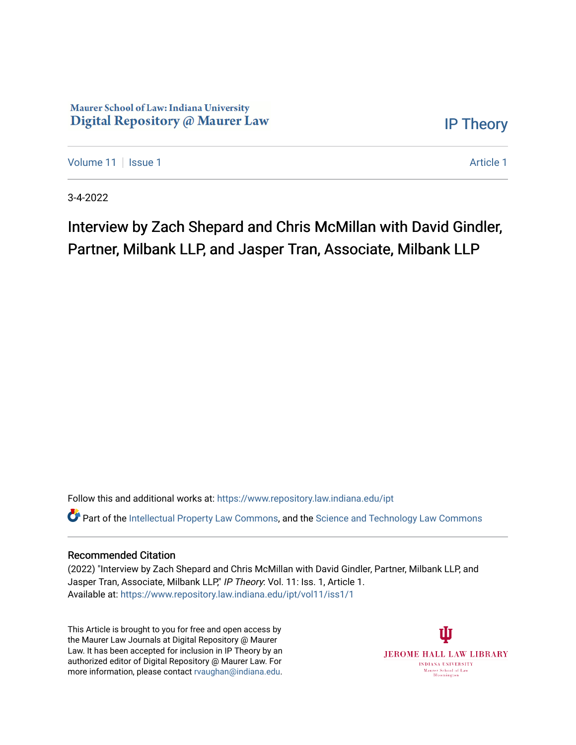Maurer School of Law: Indiana University
Digital Repository @ Maurer Law

IP Theory

Volume 11 | Issue 1 — Article 1

3-4-2022

# Interview by Zach Shepard and Chris McMillan with David Gindler, Partner, Milbank LLP, and Jasper Tran, Associate, Milbank LLP

Follow this and additional works at: https://www.repository.law.indiana.edu/ipt

Part of the Intellectual Property Law Commons, and the Science and Technology Law Commons

## Recommended Citation

(2022) "Interview by Zach Shepard and Chris McMillan with David Gindler, Partner, Milbank LLP, and Jasper Tran, Associate, Milbank LLP," *IP Theory*: Vol. 11: Iss. 1, Article 1.
Available at: https://www.repository.law.indiana.edu/ipt/vol11/iss1/1

This Article is brought to you for free and open access by the Maurer Law Journals at Digital Repository @ Maurer Law. It has been accepted for inclusion in IP Theory by an authorized editor of Digital Repository @ Maurer Law. For more information, please contact rvaughan@indiana.edu.

JEROME HALL LAW LIBRARY
INDIANA UNIVERSITY
Maurer School of Law
Bloomington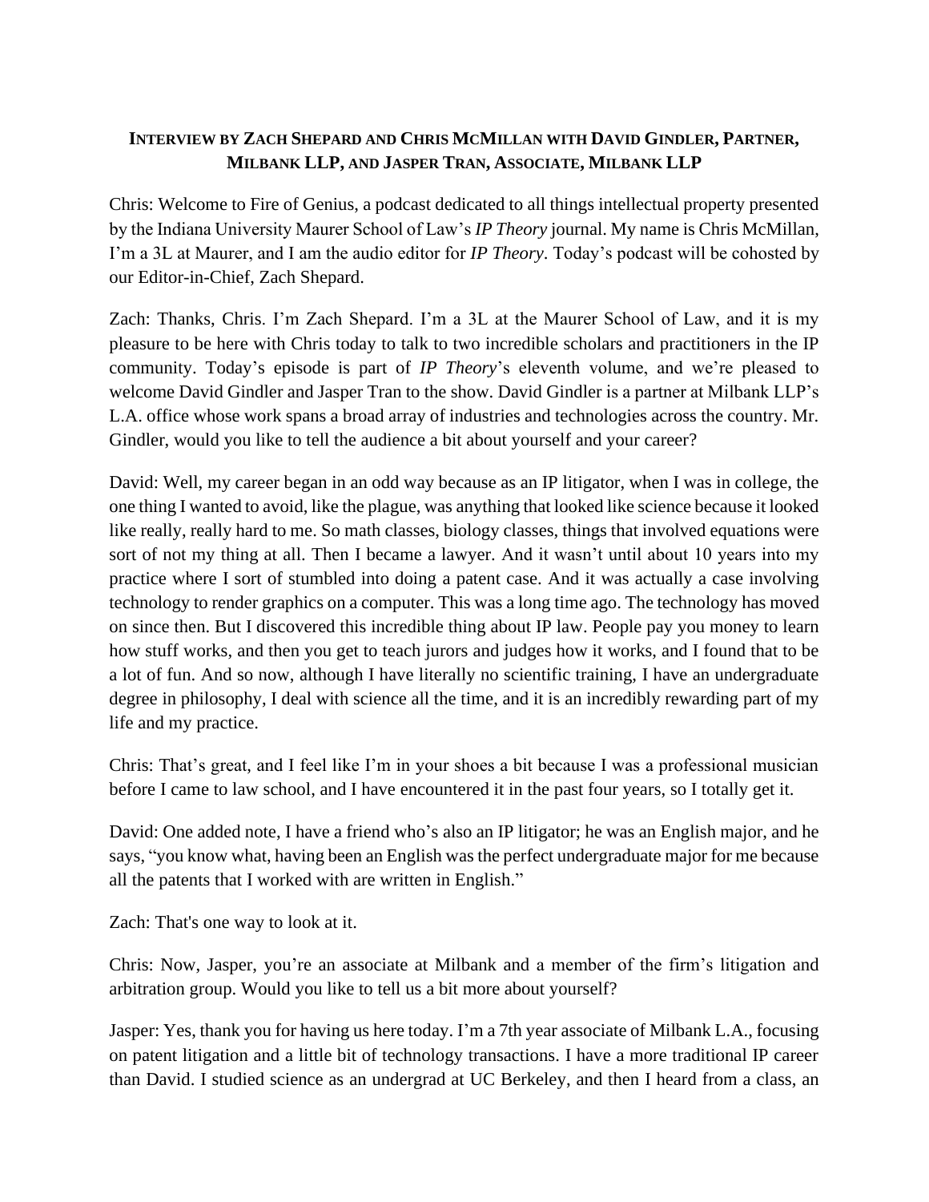**INTERVIEW BY ZACH SHEPARD AND CHRIS MCMILLAN WITH DAVID GINDLER, PARTNER, MILBANK LLP, AND JASPER TRAN, ASSOCIATE, MILBANK LLP**

Chris: Welcome to Fire of Genius, a podcast dedicated to all things intellectual property presented by the Indiana University Maurer School of Law's *IP Theory* journal. My name is Chris McMillan, I'm a 3L at Maurer, and I am the audio editor for *IP Theory*. Today's podcast will be cohosted by our Editor-in-Chief, Zach Shepard.

Zach: Thanks, Chris. I'm Zach Shepard. I'm a 3L at the Maurer School of Law, and it is my pleasure to be here with Chris today to talk to two incredible scholars and practitioners in the IP community. Today's episode is part of *IP Theory*'s eleventh volume, and we're pleased to welcome David Gindler and Jasper Tran to the show. David Gindler is a partner at Milbank LLP's L.A. office whose work spans a broad array of industries and technologies across the country. Mr. Gindler, would you like to tell the audience a bit about yourself and your career?

David: Well, my career began in an odd way because as an IP litigator, when I was in college, the one thing I wanted to avoid, like the plague, was anything that looked like science because it looked like really, really hard to me. So math classes, biology classes, things that involved equations were sort of not my thing at all. Then I became a lawyer. And it wasn't until about 10 years into my practice where I sort of stumbled into doing a patent case. And it was actually a case involving technology to render graphics on a computer. This was a long time ago. The technology has moved on since then. But I discovered this incredible thing about IP law. People pay you money to learn how stuff works, and then you get to teach jurors and judges how it works, and I found that to be a lot of fun. And so now, although I have literally no scientific training, I have an undergraduate degree in philosophy, I deal with science all the time, and it is an incredibly rewarding part of my life and my practice.

Chris: That's great, and I feel like I'm in your shoes a bit because I was a professional musician before I came to law school, and I have encountered it in the past four years, so I totally get it.

David: One added note, I have a friend who's also an IP litigator; he was an English major, and he says, "you know what, having been an English was the perfect undergraduate major for me because all the patents that I worked with are written in English."

Zach: That's one way to look at it.

Chris: Now, Jasper, you're an associate at Milbank and a member of the firm's litigation and arbitration group. Would you like to tell us a bit more about yourself?

Jasper: Yes, thank you for having us here today. I'm a 7th year associate of Milbank L.A., focusing on patent litigation and a little bit of technology transactions. I have a more traditional IP career than David. I studied science as an undergrad at UC Berkeley, and then I heard from a class, an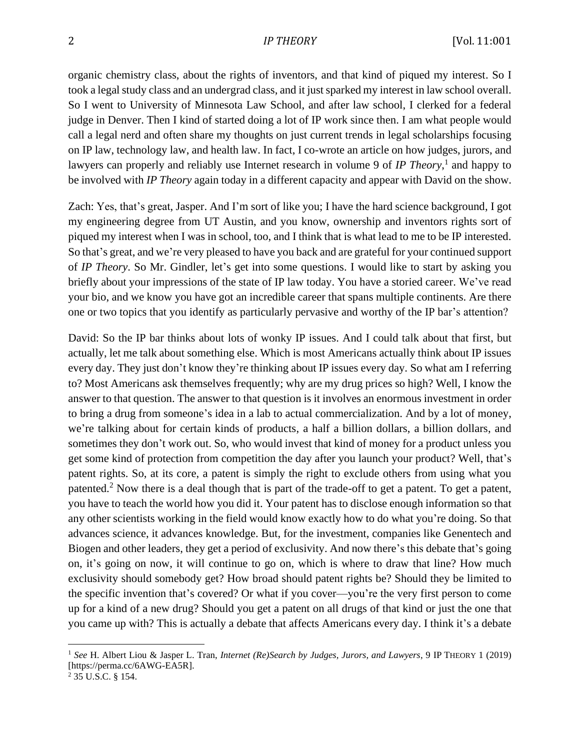organic chemistry class, about the rights of inventors, and that kind of piqued my interest. So I took a legal study class and an undergrad class, and it just sparked my interest in law school overall. So I went to University of Minnesota Law School, and after law school, I clerked for a federal judge in Denver. Then I kind of started doing a lot of IP work since then. I am what people would call a legal nerd and often share my thoughts on just current trends in legal scholarships focusing on IP law, technology law, and health law. In fact, I co-wrote an article on how judges, jurors, and lawyers can properly and reliably use Internet research in volume 9 of *IP Theory*,[1] and happy to be involved with *IP Theory* again today in a different capacity and appear with David on the show.

Zach: Yes, that's great, Jasper. And I'm sort of like you; I have the hard science background, I got my engineering degree from UT Austin, and you know, ownership and inventors rights sort of piqued my interest when I was in school, too, and I think that is what lead to me to be IP interested. So that's great, and we're very pleased to have you back and are grateful for your continued support of *IP Theory*. So Mr. Gindler, let's get into some questions. I would like to start by asking you briefly about your impressions of the state of IP law today. You have a storied career. We've read your bio, and we know you have got an incredible career that spans multiple continents. Are there one or two topics that you identify as particularly pervasive and worthy of the IP bar's attention?

David: So the IP bar thinks about lots of wonky IP issues. And I could talk about that first, but actually, let me talk about something else. Which is most Americans actually think about IP issues every day. They just don't know they're thinking about IP issues every day. So what am I referring to? Most Americans ask themselves frequently; why are my drug prices so high? Well, I know the answer to that question. The answer to that question is it involves an enormous investment in order to bring a drug from someone's idea in a lab to actual commercialization. And by a lot of money, we're talking about for certain kinds of products, a half a billion dollars, a billion dollars, and sometimes they don't work out. So, who would invest that kind of money for a product unless you get some kind of protection from competition the day after you launch your product? Well, that's patent rights. So, at its core, a patent is simply the right to exclude others from using what you patented.[2] Now there is a deal though that is part of the trade-off to get a patent. To get a patent, you have to teach the world how you did it. Your patent has to disclose enough information so that any other scientists working in the field would know exactly how to do what you're doing. So that advances science, it advances knowledge. But, for the investment, companies like Genentech and Biogen and other leaders, they get a period of exclusivity. And now there's this debate that's going on, it's going on now, it will continue to go on, which is where to draw that line? How much exclusivity should somebody get? How broad should patent rights be? Should they be limited to the specific invention that's covered? Or what if you cover—you're the very first person to come up for a kind of a new drug? Should you get a patent on all drugs of that kind or just the one that you came up with? This is actually a debate that affects Americans every day. I think it's a debate

---

[1] *See* H. Albert Liou & Jasper L. Tran, *Internet (Re)Search by Judges, Jurors, and Lawyers*, 9 IP THEORY 1 (2019) [https://perma.cc/6AWG-EA5R].

[2] 35 U.S.C. § 154.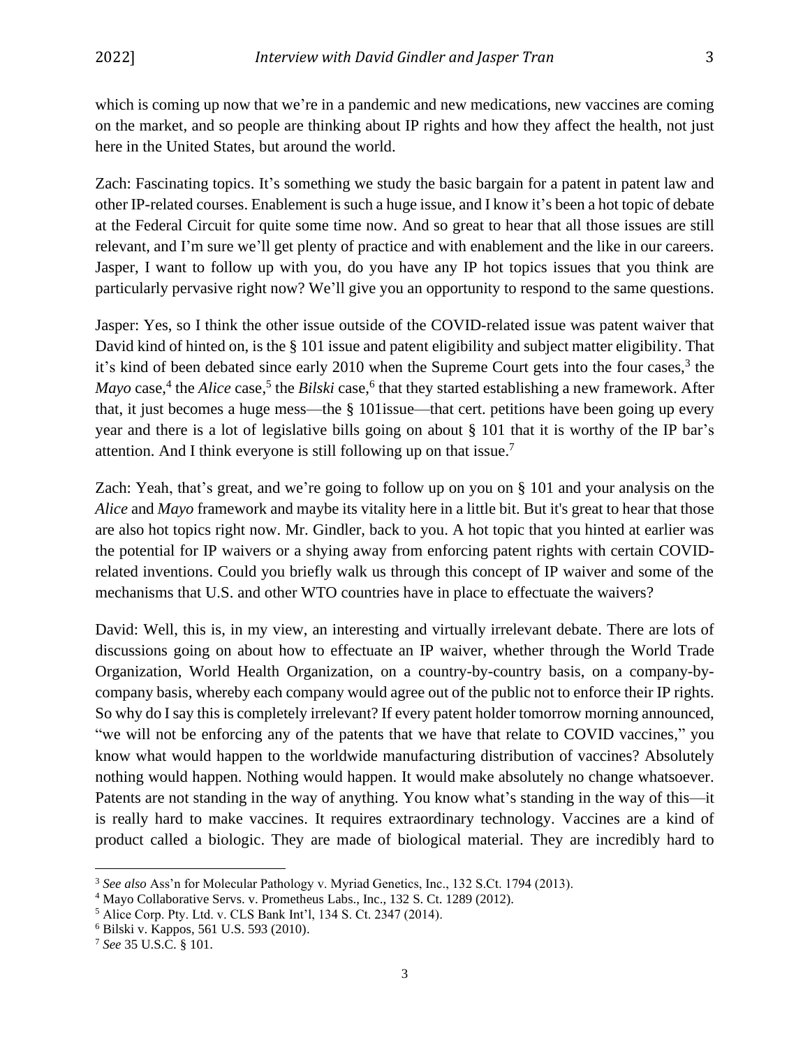which is coming up now that we're in a pandemic and new medications, new vaccines are coming on the market, and so people are thinking about IP rights and how they affect the health, not just here in the United States, but around the world.

Zach: Fascinating topics. It's something we study the basic bargain for a patent in patent law and other IP-related courses. Enablement is such a huge issue, and I know it's been a hot topic of debate at the Federal Circuit for quite some time now. And so great to hear that all those issues are still relevant, and I'm sure we'll get plenty of practice and with enablement and the like in our careers. Jasper, I want to follow up with you, do you have any IP hot topics issues that you think are particularly pervasive right now? We'll give you an opportunity to respond to the same questions.

Jasper: Yes, so I think the other issue outside of the COVID-related issue was patent waiver that David kind of hinted on, is the § 101 issue and patent eligibility and subject matter eligibility. That it's kind of been debated since early 2010 when the Supreme Court gets into the four cases,[3] the *Mayo* case,[4] the *Alice* case,[5] the *Bilski* case,[6] that they started establishing a new framework. After that, it just becomes a huge mess—the § 101issue—that cert. petitions have been going up every year and there is a lot of legislative bills going on about § 101 that it is worthy of the IP bar's attention. And I think everyone is still following up on that issue.[7]

Zach: Yeah, that's great, and we're going to follow up on you on § 101 and your analysis on the *Alice* and *Mayo* framework and maybe its vitality here in a little bit. But it's great to hear that those are also hot topics right now. Mr. Gindler, back to you. A hot topic that you hinted at earlier was the potential for IP waivers or a shying away from enforcing patent rights with certain COVID-related inventions. Could you briefly walk us through this concept of IP waiver and some of the mechanisms that U.S. and other WTO countries have in place to effectuate the waivers?

David: Well, this is, in my view, an interesting and virtually irrelevant debate. There are lots of discussions going on about how to effectuate an IP waiver, whether through the World Trade Organization, World Health Organization, on a country-by-country basis, on a company-by-company basis, whereby each company would agree out of the public not to enforce their IP rights. So why do I say this is completely irrelevant? If every patent holder tomorrow morning announced, "we will not be enforcing any of the patents that we have that relate to COVID vaccines," you know what would happen to the worldwide manufacturing distribution of vaccines? Absolutely nothing would happen. Nothing would happen. It would make absolutely no change whatsoever. Patents are not standing in the way of anything. You know what's standing in the way of this—it is really hard to make vaccines. It requires extraordinary technology. Vaccines are a kind of product called a biologic. They are made of biological material. They are incredibly hard to

---

[3] *See also* Ass'n for Molecular Pathology v. Myriad Genetics, Inc., 132 S.Ct. 1794 (2013).

[4] Mayo Collaborative Servs. v. Prometheus Labs., Inc., 132 S. Ct. 1289 (2012).

[5] Alice Corp. Pty. Ltd. v. CLS Bank Int'l, 134 S. Ct. 2347 (2014).

[6] Bilski v. Kappos, 561 U.S. 593 (2010).

[7] *See* 35 U.S.C. § 101.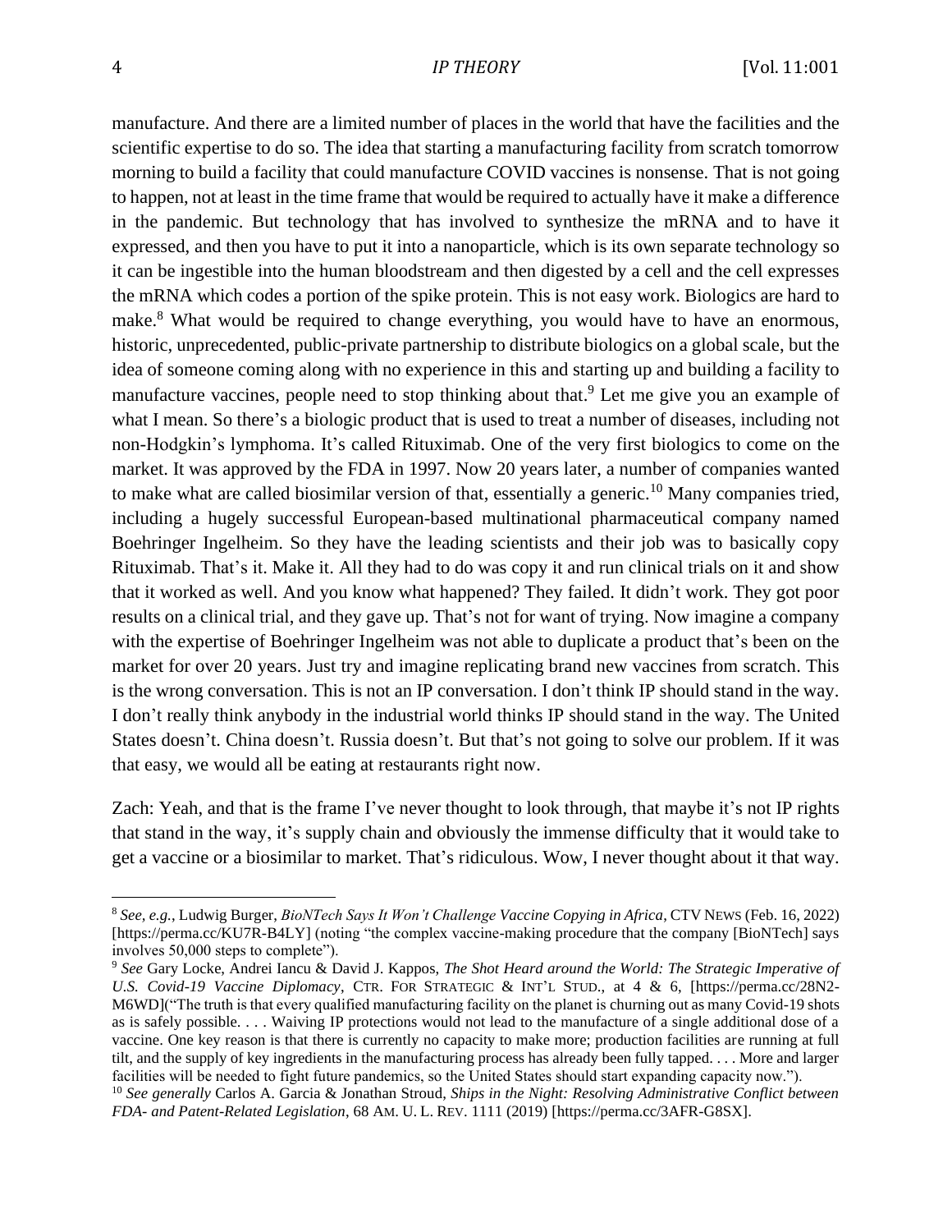manufacture. And there are a limited number of places in the world that have the facilities and the scientific expertise to do so. The idea that starting a manufacturing facility from scratch tomorrow morning to build a facility that could manufacture COVID vaccines is nonsense. That is not going to happen, not at least in the time frame that would be required to actually have it make a difference in the pandemic. But technology that has involved to synthesize the mRNA and to have it expressed, and then you have to put it into a nanoparticle, which is its own separate technology so it can be ingestible into the human bloodstream and then digested by a cell and the cell expresses the mRNA which codes a portion of the spike protein. This is not easy work. Biologics are hard to make.[8] What would be required to change everything, you would have to have an enormous, historic, unprecedented, public-private partnership to distribute biologics on a global scale, but the idea of someone coming along with no experience in this and starting up and building a facility to manufacture vaccines, people need to stop thinking about that.[9] Let me give you an example of what I mean. So there's a biologic product that is used to treat a number of diseases, including not non-Hodgkin's lymphoma. It's called Rituximab. One of the very first biologics to come on the market. It was approved by the FDA in 1997. Now 20 years later, a number of companies wanted to make what are called biosimilar version of that, essentially a generic.[10] Many companies tried, including a hugely successful European-based multinational pharmaceutical company named Boehringer Ingelheim. So they have the leading scientists and their job was to basically copy Rituximab. That's it. Make it. All they had to do was copy it and run clinical trials on it and show that it worked as well. And you know what happened? They failed. It didn't work. They got poor results on a clinical trial, and they gave up. That's not for want of trying. Now imagine a company with the expertise of Boehringer Ingelheim was not able to duplicate a product that's been on the market for over 20 years. Just try and imagine replicating brand new vaccines from scratch. This is the wrong conversation. This is not an IP conversation. I don't think IP should stand in the way. I don't really think anybody in the industrial world thinks IP should stand in the way. The United States doesn't. China doesn't. Russia doesn't. But that's not going to solve our problem. If it was that easy, we would all be eating at restaurants right now.

Zach: Yeah, and that is the frame I've never thought to look through, that maybe it's not IP rights that stand in the way, it's supply chain and obviously the immense difficulty that it would take to get a vaccine or a biosimilar to market. That's ridiculous. Wow, I never thought about it that way.

---

[8] *See, e.g.*, Ludwig Burger, *BioNTech Says It Won't Challenge Vaccine Copying in Africa*, CTV NEWS (Feb. 16, 2022) [https://perma.cc/KU7R-B4LY] (noting "the complex vaccine-making procedure that the company [BioNTech] says involves 50,000 steps to complete").

[9] *See* Gary Locke, Andrei Iancu & David J. Kappos, *The Shot Heard around the World: The Strategic Imperative of U.S. Covid-19 Vaccine Diplomacy*, CTR. FOR STRATEGIC & INT'L STUD., at 4 & 6, [https://perma.cc/28N2-M6WD]("The truth is that every qualified manufacturing facility on the planet is churning out as many Covid-19 shots as is safely possible. . . . Waiving IP protections would not lead to the manufacture of a single additional dose of a vaccine. One key reason is that there is currently no capacity to make more; production facilities are running at full tilt, and the supply of key ingredients in the manufacturing process has already been fully tapped. . . . More and larger facilities will be needed to fight future pandemics, so the United States should start expanding capacity now.").

[10] *See generally* Carlos A. Garcia & Jonathan Stroud, *Ships in the Night: Resolving Administrative Conflict between FDA- and Patent-Related Legislation*, 68 AM. U. L. REV. 1111 (2019) [https://perma.cc/3AFR-G8SX].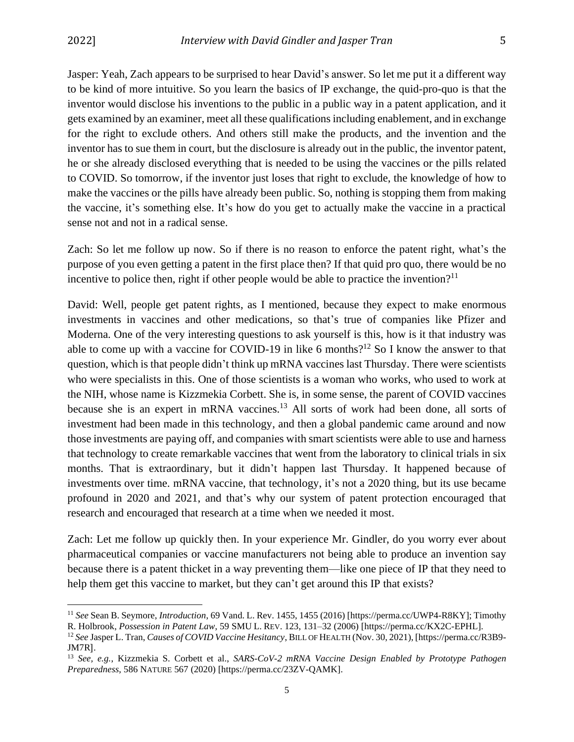Jasper: Yeah, Zach appears to be surprised to hear David's answer. So let me put it a different way to be kind of more intuitive. So you learn the basics of IP exchange, the quid-pro-quo is that the inventor would disclose his inventions to the public in a public way in a patent application, and it gets examined by an examiner, meet all these qualifications including enablement, and in exchange for the right to exclude others. And others still make the products, and the invention and the inventor has to sue them in court, but the disclosure is already out in the public, the inventor patent, he or she already disclosed everything that is needed to be using the vaccines or the pills related to COVID. So tomorrow, if the inventor just loses that right to exclude, the knowledge of how to make the vaccines or the pills have already been public. So, nothing is stopping them from making the vaccine, it's something else. It's how do you get to actually make the vaccine in a practical sense not and not in a radical sense.

Zach: So let me follow up now. So if there is no reason to enforce the patent right, what's the purpose of you even getting a patent in the first place then? If that quid pro quo, there would be no incentive to police then, right if other people would be able to practice the invention?[11]

David: Well, people get patent rights, as I mentioned, because they expect to make enormous investments in vaccines and other medications, so that's true of companies like Pfizer and Moderna. One of the very interesting questions to ask yourself is this, how is it that industry was able to come up with a vaccine for COVID-19 in like 6 months?[12] So I know the answer to that question, which is that people didn't think up mRNA vaccines last Thursday. There were scientists who were specialists in this. One of those scientists is a woman who works, who used to work at the NIH, whose name is Kizzmekia Corbett. She is, in some sense, the parent of COVID vaccines because she is an expert in mRNA vaccines.[13] All sorts of work had been done, all sorts of investment had been made in this technology, and then a global pandemic came around and now those investments are paying off, and companies with smart scientists were able to use and harness that technology to create remarkable vaccines that went from the laboratory to clinical trials in six months. That is extraordinary, but it didn't happen last Thursday. It happened because of investments over time. mRNA vaccine, that technology, it's not a 2020 thing, but its use became profound in 2020 and 2021, and that's why our system of patent protection encouraged that research and encouraged that research at a time when we needed it most.

Zach: Let me follow up quickly then. In your experience Mr. Gindler, do you worry ever about pharmaceutical companies or vaccine manufacturers not being able to produce an invention say because there is a patent thicket in a way preventing them—like one piece of IP that they need to help them get this vaccine to market, but they can't get around this IP that exists?

---

[11] *See* Sean B. Seymore, *Introduction*, 69 Vand. L. Rev. 1455, 1455 (2016) [https://perma.cc/UWP4-R8KY]; Timothy R. Holbrook, *Possession in Patent Law*, 59 SMU L. REV. 123, 131–32 (2006) [https://perma.cc/KX2C-EPHL].

[12] *See* Jasper L. Tran, *Causes of COVID Vaccine Hesitancy*, BILL OF HEALTH (Nov. 30, 2021), [https://perma.cc/R3B9-JM7R].

[13] *See, e.g.,* Kizzmekia S. Corbett et al., *SARS-CoV-2 mRNA Vaccine Design Enabled by Prototype Pathogen Preparedness*, 586 NATURE 567 (2020) [https://perma.cc/23ZV-QAMK].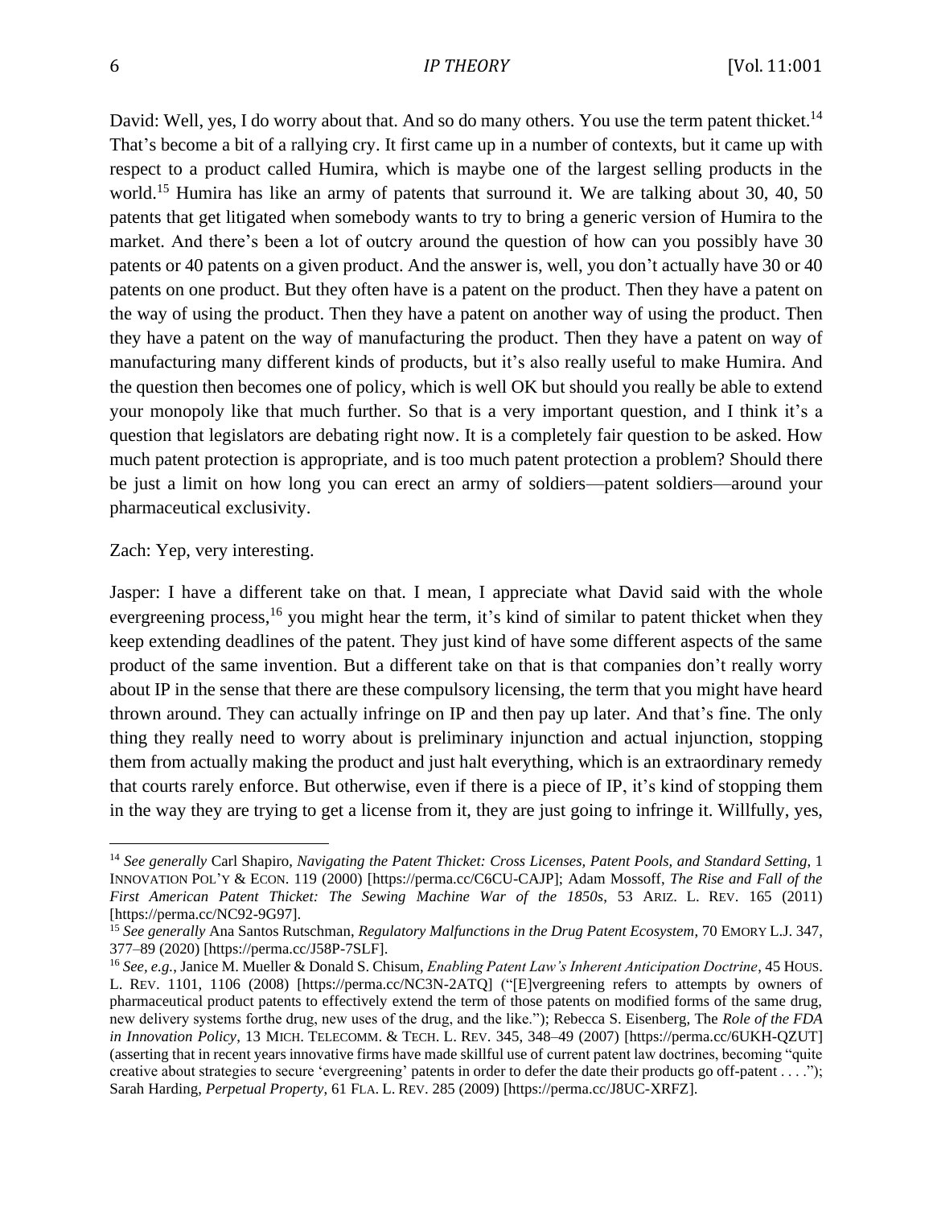David: Well, yes, I do worry about that. And so do many others. You use the term patent thicket.[14] That's become a bit of a rallying cry. It first came up in a number of contexts, but it came up with respect to a product called Humira, which is maybe one of the largest selling products in the world.[15] Humira has like an army of patents that surround it. We are talking about 30, 40, 50 patents that get litigated when somebody wants to try to bring a generic version of Humira to the market. And there's been a lot of outcry around the question of how can you possibly have 30 patents or 40 patents on a given product. And the answer is, well, you don't actually have 30 or 40 patents on one product. But they often have is a patent on the product. Then they have a patent on the way of using the product. Then they have a patent on another way of using the product. Then they have a patent on the way of manufacturing the product. Then they have a patent on way of manufacturing many different kinds of products, but it's also really useful to make Humira. And the question then becomes one of policy, which is well OK but should you really be able to extend your monopoly like that much further. So that is a very important question, and I think it's a question that legislators are debating right now. It is a completely fair question to be asked. How much patent protection is appropriate, and is too much patent protection a problem? Should there be just a limit on how long you can erect an army of soldiers—patent soldiers—around your pharmaceutical exclusivity.

Zach: Yep, very interesting.

Jasper: I have a different take on that. I mean, I appreciate what David said with the whole evergreening process,[16] you might hear the term, it's kind of similar to patent thicket when they keep extending deadlines of the patent. They just kind of have some different aspects of the same product of the same invention. But a different take on that is that companies don't really worry about IP in the sense that there are these compulsory licensing, the term that you might have heard thrown around. They can actually infringe on IP and then pay up later. And that's fine. The only thing they really need to worry about is preliminary injunction and actual injunction, stopping them from actually making the product and just halt everything, which is an extraordinary remedy that courts rarely enforce. But otherwise, even if there is a piece of IP, it's kind of stopping them in the way they are trying to get a license from it, they are just going to infringe it. Willfully, yes,

---

[14] *See generally* Carl Shapiro, *Navigating the Patent Thicket: Cross Licenses, Patent Pools, and Standard Setting*, 1 INNOVATION POL'Y & ECON. 119 (2000) [https://perma.cc/C6CU-CAJP]; Adam Mossoff, *The Rise and Fall of the First American Patent Thicket: The Sewing Machine War of the 1850s*, 53 ARIZ. L. REV. 165 (2011) [https://perma.cc/NC92-9G97].

[15] *See generally* Ana Santos Rutschman, *Regulatory Malfunctions in the Drug Patent Ecosystem*, 70 EMORY L.J. 347, 377–89 (2020) [https://perma.cc/J58P-7SLF].

[16] *See, e.g.*, Janice M. Mueller & Donald S. Chisum, *Enabling Patent Law's Inherent Anticipation Doctrine*, 45 HOUS. L. REV. 1101, 1106 (2008) [https://perma.cc/NC3N-2ATQ] ("[E]vergreening refers to attempts by owners of pharmaceutical product patents to effectively extend the term of those patents on modified forms of the same drug, new delivery systems forthe drug, new uses of the drug, and the like."); Rebecca S. Eisenberg, The *Role of the FDA in Innovation Policy*, 13 MICH. TELECOMM. & TECH. L. REV. 345, 348–49 (2007) [https://perma.cc/6UKH-QZUT] (asserting that in recent years innovative firms have made skillful use of current patent law doctrines, becoming "quite creative about strategies to secure 'evergreening' patents in order to defer the date their products go off-patent . . . ."); Sarah Harding, *Perpetual Property*, 61 FLA. L. REV. 285 (2009) [https://perma.cc/J8UC-XRFZ].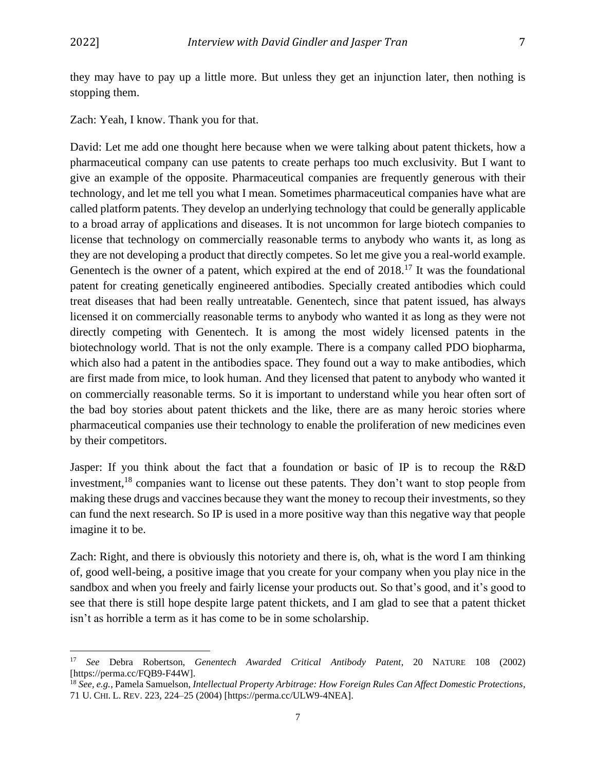they may have to pay up a little more. But unless they get an injunction later, then nothing is stopping them.

Zach: Yeah, I know. Thank you for that.

David: Let me add one thought here because when we were talking about patent thickets, how a pharmaceutical company can use patents to create perhaps too much exclusivity. But I want to give an example of the opposite. Pharmaceutical companies are frequently generous with their technology, and let me tell you what I mean. Sometimes pharmaceutical companies have what are called platform patents. They develop an underlying technology that could be generally applicable to a broad array of applications and diseases. It is not uncommon for large biotech companies to license that technology on commercially reasonable terms to anybody who wants it, as long as they are not developing a product that directly competes. So let me give you a real-world example. Genentech is the owner of a patent, which expired at the end of 2018.[17] It was the foundational patent for creating genetically engineered antibodies. Specially created antibodies which could treat diseases that had been really untreatable. Genentech, since that patent issued, has always licensed it on commercially reasonable terms to anybody who wanted it as long as they were not directly competing with Genentech. It is among the most widely licensed patents in the biotechnology world. That is not the only example. There is a company called PDO biopharma, which also had a patent in the antibodies space. They found out a way to make antibodies, which are first made from mice, to look human. And they licensed that patent to anybody who wanted it on commercially reasonable terms. So it is important to understand while you hear often sort of the bad boy stories about patent thickets and the like, there are as many heroic stories where pharmaceutical companies use their technology to enable the proliferation of new medicines even by their competitors.

Jasper: If you think about the fact that a foundation or basic of IP is to recoup the R&D investment,[18] companies want to license out these patents. They don't want to stop people from making these drugs and vaccines because they want the money to recoup their investments, so they can fund the next research. So IP is used in a more positive way than this negative way that people imagine it to be.

Zach: Right, and there is obviously this notoriety and there is, oh, what is the word I am thinking of, good well-being, a positive image that you create for your company when you play nice in the sandbox and when you freely and fairly license your products out. So that's good, and it's good to see that there is still hope despite large patent thickets, and I am glad to see that a patent thicket isn't as horrible a term as it has come to be in some scholarship.

---

[17] *See* Debra Robertson, *Genentech Awarded Critical Antibody Patent*, 20 NATURE 108 (2002) [https://perma.cc/FQB9-F44W].

[18] *See, e.g.*, Pamela Samuelson, *Intellectual Property Arbitrage: How Foreign Rules Can Affect Domestic Protections*, 71 U. CHI. L. REV. 223, 224–25 (2004) [https://perma.cc/ULW9-4NEA].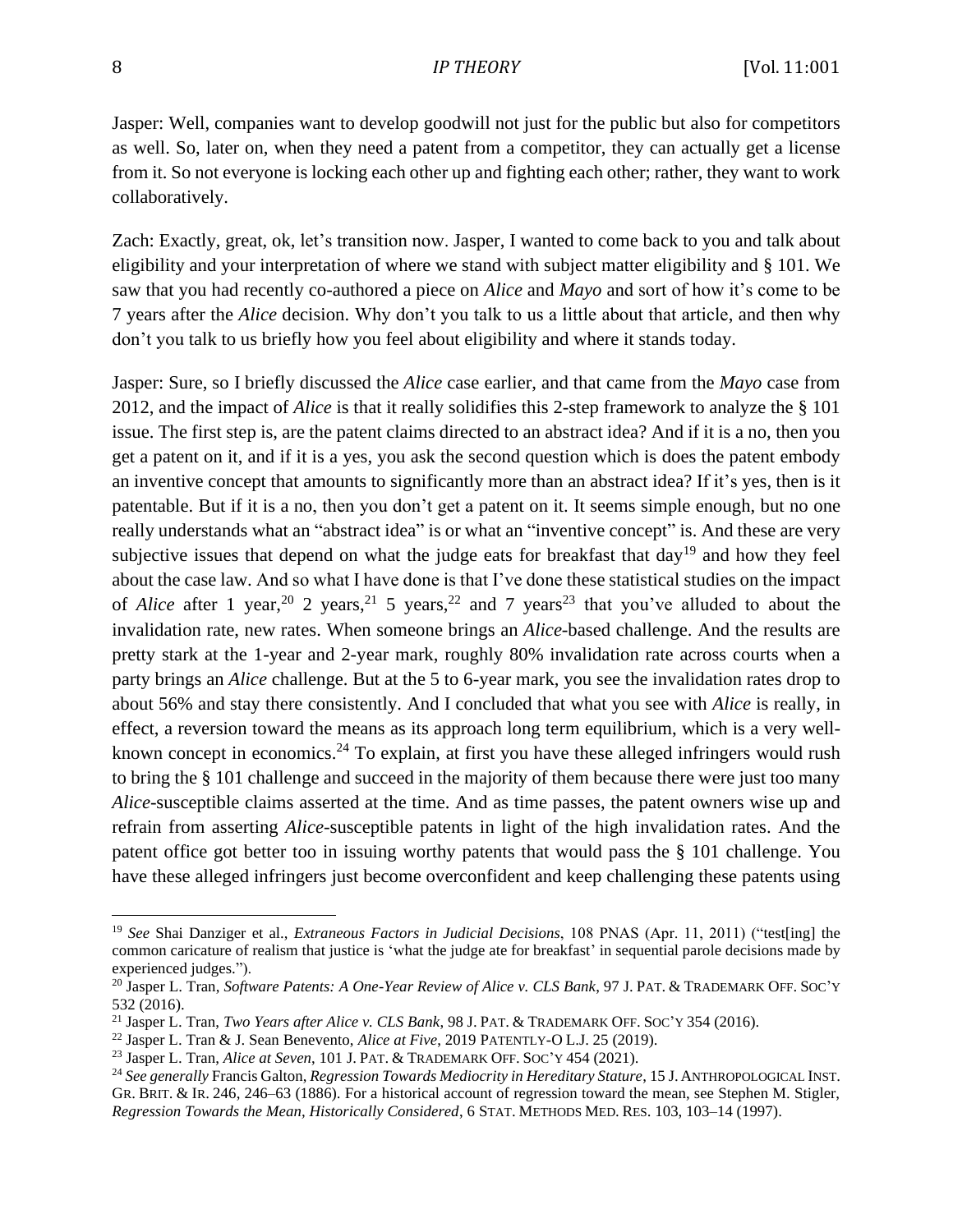Jasper: Well, companies want to develop goodwill not just for the public but also for competitors as well. So, later on, when they need a patent from a competitor, they can actually get a license from it. So not everyone is locking each other up and fighting each other; rather, they want to work collaboratively.

Zach: Exactly, great, ok, let's transition now. Jasper, I wanted to come back to you and talk about eligibility and your interpretation of where we stand with subject matter eligibility and § 101. We saw that you had recently co-authored a piece on *Alice* and *Mayo* and sort of how it's come to be 7 years after the *Alice* decision. Why don't you talk to us a little about that article, and then why don't you talk to us briefly how you feel about eligibility and where it stands today.

Jasper: Sure, so I briefly discussed the *Alice* case earlier, and that came from the *Mayo* case from 2012, and the impact of *Alice* is that it really solidifies this 2-step framework to analyze the § 101 issue. The first step is, are the patent claims directed to an abstract idea? And if it is a no, then you get a patent on it, and if it is a yes, you ask the second question which is does the patent embody an inventive concept that amounts to significantly more than an abstract idea? If it's yes, then is it patentable. But if it is a no, then you don't get a patent on it. It seems simple enough, but no one really understands what an "abstract idea" is or what an "inventive concept" is. And these are very subjective issues that depend on what the judge eats for breakfast that day[19] and how they feel about the case law. And so what I have done is that I've done these statistical studies on the impact of *Alice* after 1 year,[20] 2 years,[21] 5 years,[22] and 7 years[23] that you've alluded to about the invalidation rate, new rates. When someone brings an *Alice*-based challenge. And the results are pretty stark at the 1-year and 2-year mark, roughly 80% invalidation rate across courts when a party brings an *Alice* challenge. But at the 5 to 6-year mark, you see the invalidation rates drop to about 56% and stay there consistently. And I concluded that what you see with *Alice* is really, in effect, a reversion toward the means as its approach long term equilibrium, which is a very well-known concept in economics.[24] To explain, at first you have these alleged infringers would rush to bring the § 101 challenge and succeed in the majority of them because there were just too many *Alice*-susceptible claims asserted at the time. And as time passes, the patent owners wise up and refrain from asserting *Alice*-susceptible patents in light of the high invalidation rates. And the patent office got better too in issuing worthy patents that would pass the § 101 challenge. You have these alleged infringers just become overconfident and keep challenging these patents using

---

[19] *See* Shai Danziger et al., *Extraneous Factors in Judicial Decisions*, 108 PNAS (Apr. 11, 2011) ("test[ing] the common caricature of realism that justice is 'what the judge ate for breakfast' in sequential parole decisions made by experienced judges.").

[20] Jasper L. Tran, *Software Patents: A One-Year Review of Alice v. CLS Bank*, 97 J. PAT. & TRADEMARK OFF. SOC'Y 532 (2016).

[21] Jasper L. Tran, *Two Years after Alice v. CLS Bank*, 98 J. PAT. & TRADEMARK OFF. SOC'Y 354 (2016).

[22] Jasper L. Tran & J. Sean Benevento, *Alice at Five*, 2019 PATENTLY-O L.J. 25 (2019).

[23] Jasper L. Tran, *Alice at Seven*, 101 J. PAT. & TRADEMARK OFF. SOC'Y 454 (2021).

[24] *See generally* Francis Galton, *Regression Towards Mediocrity in Hereditary Stature*, 15 J. ANTHROPOLOGICAL INST. GR. BRIT. & IR. 246, 246–63 (1886). For a historical account of regression toward the mean, see Stephen M. Stigler, *Regression Towards the Mean, Historically Considered*, 6 STAT. METHODS MED. RES. 103, 103–14 (1997).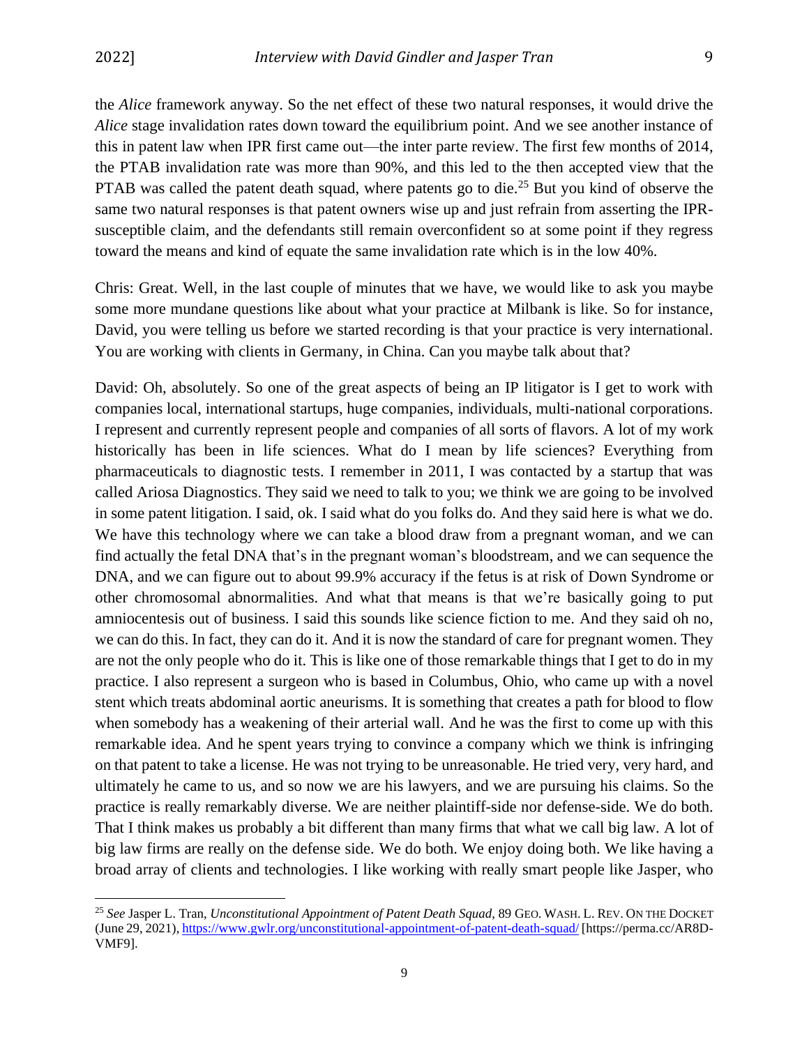the *Alice* framework anyway. So the net effect of these two natural responses, it would drive the *Alice* stage invalidation rates down toward the equilibrium point. And we see another instance of this in patent law when IPR first came out—the inter parte review. The first few months of 2014, the PTAB invalidation rate was more than 90%, and this led to the then accepted view that the PTAB was called the patent death squad, where patents go to die.[25] But you kind of observe the same two natural responses is that patent owners wise up and just refrain from asserting the IPR-susceptible claim, and the defendants still remain overconfident so at some point if they regress toward the means and kind of equate the same invalidation rate which is in the low 40%.

Chris: Great. Well, in the last couple of minutes that we have, we would like to ask you maybe some more mundane questions like about what your practice at Milbank is like. So for instance, David, you were telling us before we started recording is that your practice is very international. You are working with clients in Germany, in China. Can you maybe talk about that?

David: Oh, absolutely. So one of the great aspects of being an IP litigator is I get to work with companies local, international startups, huge companies, individuals, multi-national corporations. I represent and currently represent people and companies of all sorts of flavors. A lot of my work historically has been in life sciences. What do I mean by life sciences? Everything from pharmaceuticals to diagnostic tests. I remember in 2011, I was contacted by a startup that was called Ariosa Diagnostics. They said we need to talk to you; we think we are going to be involved in some patent litigation. I said, ok. I said what do you folks do. And they said here is what we do. We have this technology where we can take a blood draw from a pregnant woman, and we can find actually the fetal DNA that's in the pregnant woman's bloodstream, and we can sequence the DNA, and we can figure out to about 99.9% accuracy if the fetus is at risk of Down Syndrome or other chromosomal abnormalities. And what that means is that we're basically going to put amniocentesis out of business. I said this sounds like science fiction to me. And they said oh no, we can do this. In fact, they can do it. And it is now the standard of care for pregnant women. They are not the only people who do it. This is like one of those remarkable things that I get to do in my practice. I also represent a surgeon who is based in Columbus, Ohio, who came up with a novel stent which treats abdominal aortic aneurisms. It is something that creates a path for blood to flow when somebody has a weakening of their arterial wall. And he was the first to come up with this remarkable idea. And he spent years trying to convince a company which we think is infringing on that patent to take a license. He was not trying to be unreasonable. He tried very, very hard, and ultimately he came to us, and so now we are his lawyers, and we are pursuing his claims. So the practice is really remarkably diverse. We are neither plaintiff-side nor defense-side. We do both. That I think makes us probably a bit different than many firms that what we call big law. A lot of big law firms are really on the defense side. We do both. We enjoy doing both. We like having a broad array of clients and technologies. I like working with really smart people like Jasper, who

[25] *See* Jasper L. Tran, *Unconstitutional Appointment of Patent Death Squad*, 89 GEO. WASH. L. REV. ON THE DOCKET (June 29, 2021), https://www.gwlr.org/unconstitutional-appointment-of-patent-death-squad/ [https://perma.cc/AR8D-VMF9].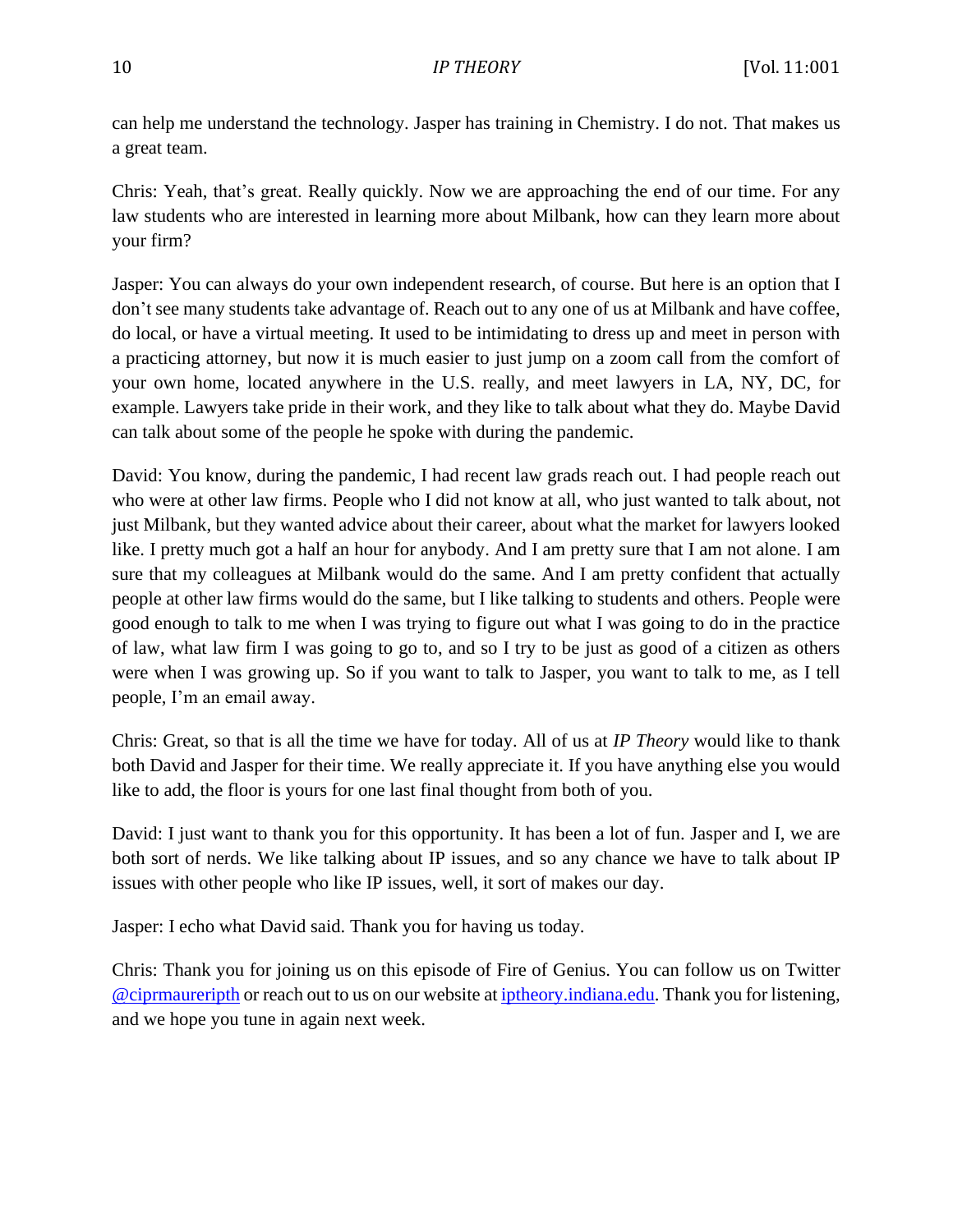can help me understand the technology. Jasper has training in Chemistry. I do not. That makes us a great team.

Chris: Yeah, that's great. Really quickly. Now we are approaching the end of our time. For any law students who are interested in learning more about Milbank, how can they learn more about your firm?

Jasper: You can always do your own independent research, of course. But here is an option that I don't see many students take advantage of. Reach out to any one of us at Milbank and have coffee, do local, or have a virtual meeting. It used to be intimidating to dress up and meet in person with a practicing attorney, but now it is much easier to just jump on a zoom call from the comfort of your own home, located anywhere in the U.S. really, and meet lawyers in LA, NY, DC, for example. Lawyers take pride in their work, and they like to talk about what they do. Maybe David can talk about some of the people he spoke with during the pandemic.

David: You know, during the pandemic, I had recent law grads reach out. I had people reach out who were at other law firms. People who I did not know at all, who just wanted to talk about, not just Milbank, but they wanted advice about their career, about what the market for lawyers looked like. I pretty much got a half an hour for anybody. And I am pretty sure that I am not alone. I am sure that my colleagues at Milbank would do the same. And I am pretty confident that actually people at other law firms would do the same, but I like talking to students and others. People were good enough to talk to me when I was trying to figure out what I was going to do in the practice of law, what law firm I was going to go to, and so I try to be just as good of a citizen as others were when I was growing up. So if you want to talk to Jasper, you want to talk to me, as I tell people, I'm an email away.

Chris: Great, so that is all the time we have for today. All of us at *IP Theory* would like to thank both David and Jasper for their time. We really appreciate it. If you have anything else you would like to add, the floor is yours for one last final thought from both of you.

David: I just want to thank you for this opportunity. It has been a lot of fun. Jasper and I, we are both sort of nerds. We like talking about IP issues, and so any chance we have to talk about IP issues with other people who like IP issues, well, it sort of makes our day.

Jasper: I echo what David said. Thank you for having us today.

Chris: Thank you for joining us on this episode of Fire of Genius. You can follow us on Twitter @ciprmaureripth or reach out to us on our website at iptheory.indiana.edu. Thank you for listening, and we hope you tune in again next week.